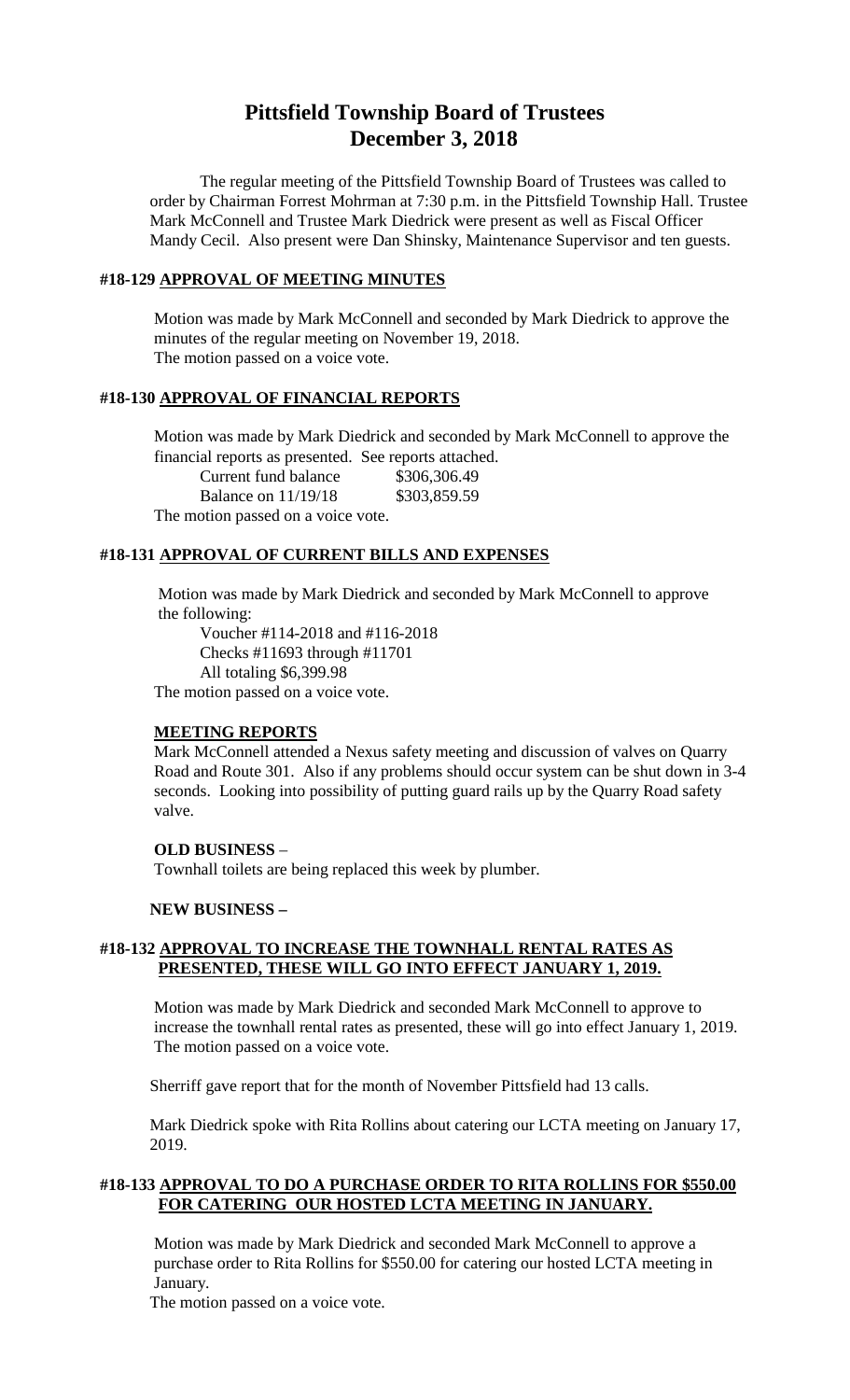# Pittsfield Township Board of Trustees
# December 3, 2018

The regular meeting of the Pittsfield Township Board of Trustees was called to order by Chairman Forrest Mohrman at 7:30 p.m. in the Pittsfield Township Hall. Trustee Mark McConnell and Trustee Mark Diedrick were present as well as Fiscal Officer Mandy Cecil. Also present were Dan Shinsky, Maintenance Supervisor and ten guests.

## #18-129 APPROVAL OF MEETING MINUTES

Motion was made by Mark McConnell and seconded by Mark Diedrick to approve the minutes of the regular meeting on November 19, 2018.
The motion passed on a voice vote.

## #18-130 APPROVAL OF FINANCIAL REPORTS

Motion was made by Mark Diedrick and seconded by Mark McConnell to approve the financial reports as presented. See reports attached.

| | |
|---|---|
| Current fund balance | $306,306.49 |
| Balance on 11/19/18 | $303,859.59 |

The motion passed on a voice vote.

## #18-131 APPROVAL OF CURRENT BILLS AND EXPENSES

Motion was made by Mark Diedrick and seconded by Mark McConnell to approve the following:

Voucher #114-2018 and #116-2018
Checks #11693 through #11701
All totaling $6,399.98

The motion passed on a voice vote.

### MEETING REPORTS

Mark McConnell attended a Nexus safety meeting and discussion of valves on Quarry Road and Route 301. Also if any problems should occur system can be shut down in 3-4 seconds. Looking into possibility of putting guard rails up by the Quarry Road safety valve.

### OLD BUSINESS –

Townhall toilets are being replaced this week by plumber.

### NEW BUSINESS –

## #18-132 APPROVAL TO INCREASE THE TOWNHALL RENTAL RATES AS PRESENTED, THESE WILL GO INTO EFFECT JANUARY 1, 2019.

Motion was made by Mark Diedrick and seconded Mark McConnell to approve to increase the townhall rental rates as presented, these will go into effect January 1, 2019.
The motion passed on a voice vote.

Sherriff gave report that for the month of November Pittsfield had 13 calls.

Mark Diedrick spoke with Rita Rollins about catering our LCTA meeting on January 17, 2019.

## #18-133 APPROVAL TO DO A PURCHASE ORDER TO RITA ROLLINS FOR $550.00 FOR CATERING OUR HOSTED LCTA MEETING IN JANUARY.

Motion was made by Mark Diedrick and seconded Mark McConnell to approve a purchase order to Rita Rollins for $550.00 for catering our hosted LCTA meeting in January.
The motion passed on a voice vote.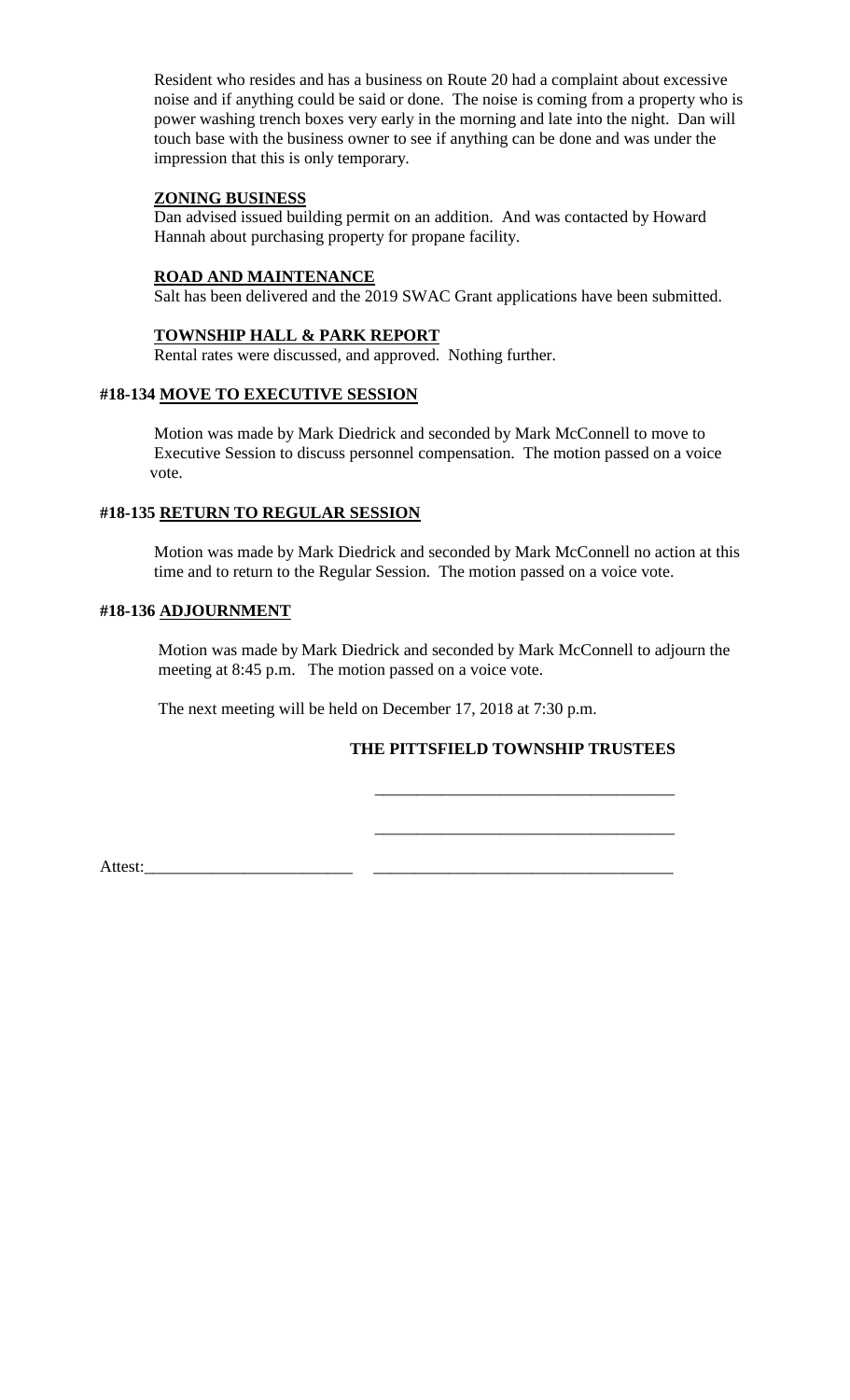Resident who resides and has a business on Route 20 had a complaint about excessive noise and if anything could be said or done. The noise is coming from a property who is power washing trench boxes very early in the morning and late into the night. Dan will touch base with the business owner to see if anything can be done and was under the impression that this is only temporary.

**ZONING BUSINESS**

Dan advised issued building permit on an addition. And was contacted by Howard Hannah about purchasing property for propane facility.

**ROAD AND MAINTENANCE**

Salt has been delivered and the 2019 SWAC Grant applications have been submitted.

**TOWNSHIP HALL & PARK REPORT**

Rental rates were discussed, and approved. Nothing further.

**#18-134 MOVE TO EXECUTIVE SESSION**

Motion was made by Mark Diedrick and seconded by Mark McConnell to move to Executive Session to discuss personnel compensation. The motion passed on a voice vote.

**#18-135 RETURN TO REGULAR SESSION**

Motion was made by Mark Diedrick and seconded by Mark McConnell no action at this time and to return to the Regular Session. The motion passed on a voice vote.

**#18-136 ADJOURNMENT**

Motion was made by Mark Diedrick and seconded by Mark McConnell to adjourn the meeting at 8:45 p.m. The motion passed on a voice vote.

The next meeting will be held on December 17, 2018 at 7:30 p.m.

**THE PITTSFIELD TOWNSHIP TRUSTEES**

____________________________________

____________________________________

Attest:_________________________ ____________________________________